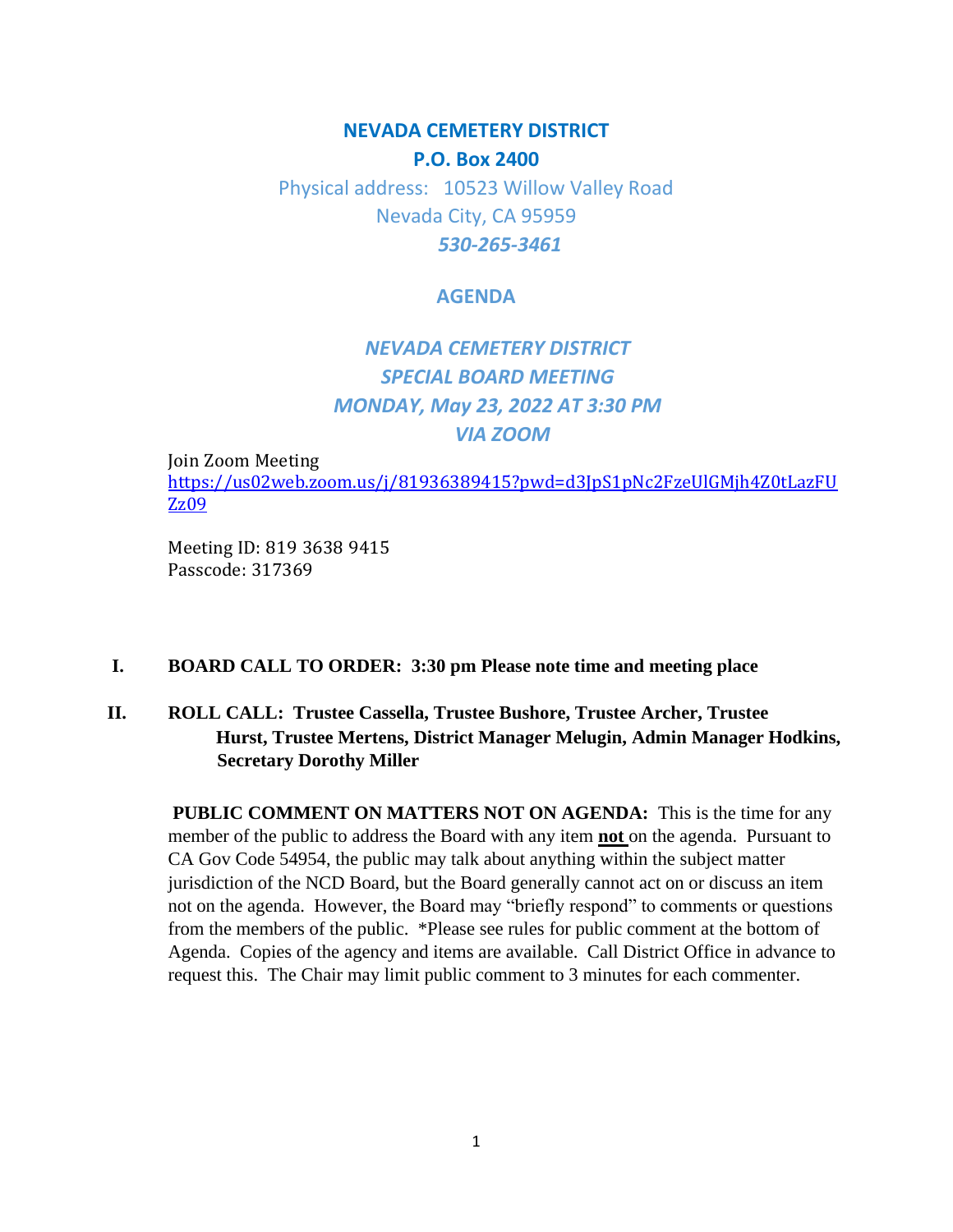# NEVADA CEMETERY DISTRICT

**P.O. Box 2400**

Physical address: 10523 Willow Valley Road
Nevada City, CA 95959
*530-265-3461*

## AGENDA

## *NEVADA CEMETERY DISTRICT*
## *SPECIAL BOARD MEETING*
## *MONDAY, May 23, 2022 AT 3:30 PM*
## *VIA ZOOM*

Join Zoom Meeting
https://us02web.zoom.us/j/81936389415?pwd=d3JpS1pNc2FzeUlGMjh4Z0tLazFUZz09

Meeting ID: 819 3638 9415
Passcode: 317369

**I. BOARD CALL TO ORDER: 3:30 pm Please note time and meeting place**

**II. ROLL CALL: Trustee Cassella, Trustee Bushore, Trustee Archer, Trustee Hurst, Trustee Mertens, District Manager Melugin, Admin Manager Hodkins, Secretary Dorothy Miller**

**PUBLIC COMMENT ON MATTERS NOT ON AGENDA:** This is the time for any member of the public to address the Board with any item **not** on the agenda. Pursuant to CA Gov Code 54954, the public may talk about anything within the subject matter jurisdiction of the NCD Board, but the Board generally cannot act on or discuss an item not on the agenda. However, the Board may "briefly respond" to comments or questions from the members of the public. *Please see rules for public comment at the bottom of Agenda. Copies of the agency and items are available. Call District Office in advance to request this. The Chair may limit public comment to 3 minutes for each commenter.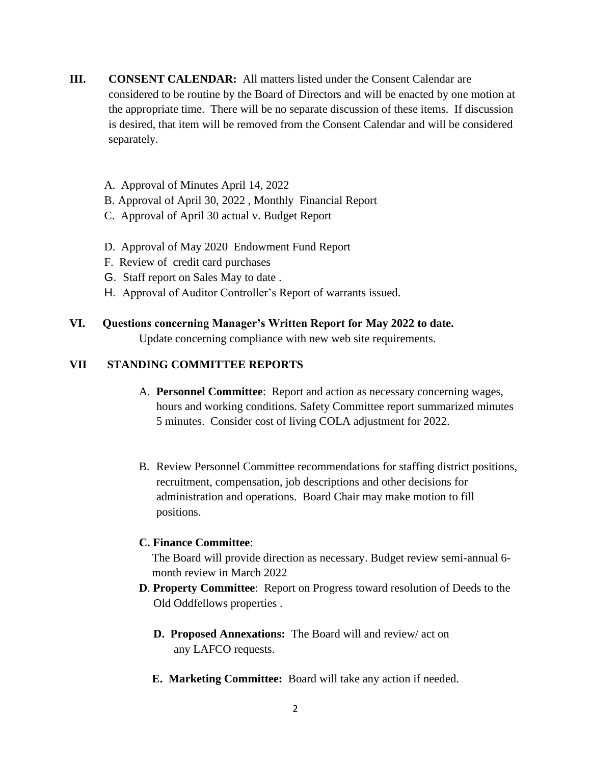**III. CONSENT CALENDAR:** All matters listed under the Consent Calendar are considered to be routine by the Board of Directors and will be enacted by one motion at the appropriate time. There will be no separate discussion of these items. If discussion is desired, that item will be removed from the Consent Calendar and will be considered separately.

A. Approval of Minutes April 14, 2022
B. Approval of April 30, 2022 , Monthly Financial Report
C. Approval of April 30 actual v. Budget Report

D. Approval of May 2020 Endowment Fund Report
F. Review of credit card purchases
G. Staff report on Sales May to date .
H. Approval of Auditor Controller's Report of warrants issued.

**VI. Questions concerning Manager's Written Report for May 2022 to date.**
Update concerning compliance with new web site requirements.

**VII STANDING COMMITTEE REPORTS**

A. **Personnel Committee**: Report and action as necessary concerning wages, hours and working conditions. Safety Committee report summarized minutes 5 minutes. Consider cost of living COLA adjustment for 2022.

B. Review Personnel Committee recommendations for staffing district positions, recruitment, compensation, job descriptions and other decisions for administration and operations. Board Chair may make motion to fill positions.

**C. Finance Committee**:
The Board will provide direction as necessary. Budget review semi-annual 6-month review in March 2022

**D**. **Property Committee**: Report on Progress toward resolution of Deeds to the Old Oddfellows properties .

**D. Proposed Annexations:** The Board will and review/ act on any LAFCO requests.

**E. Marketing Committee:** Board will take any action if needed.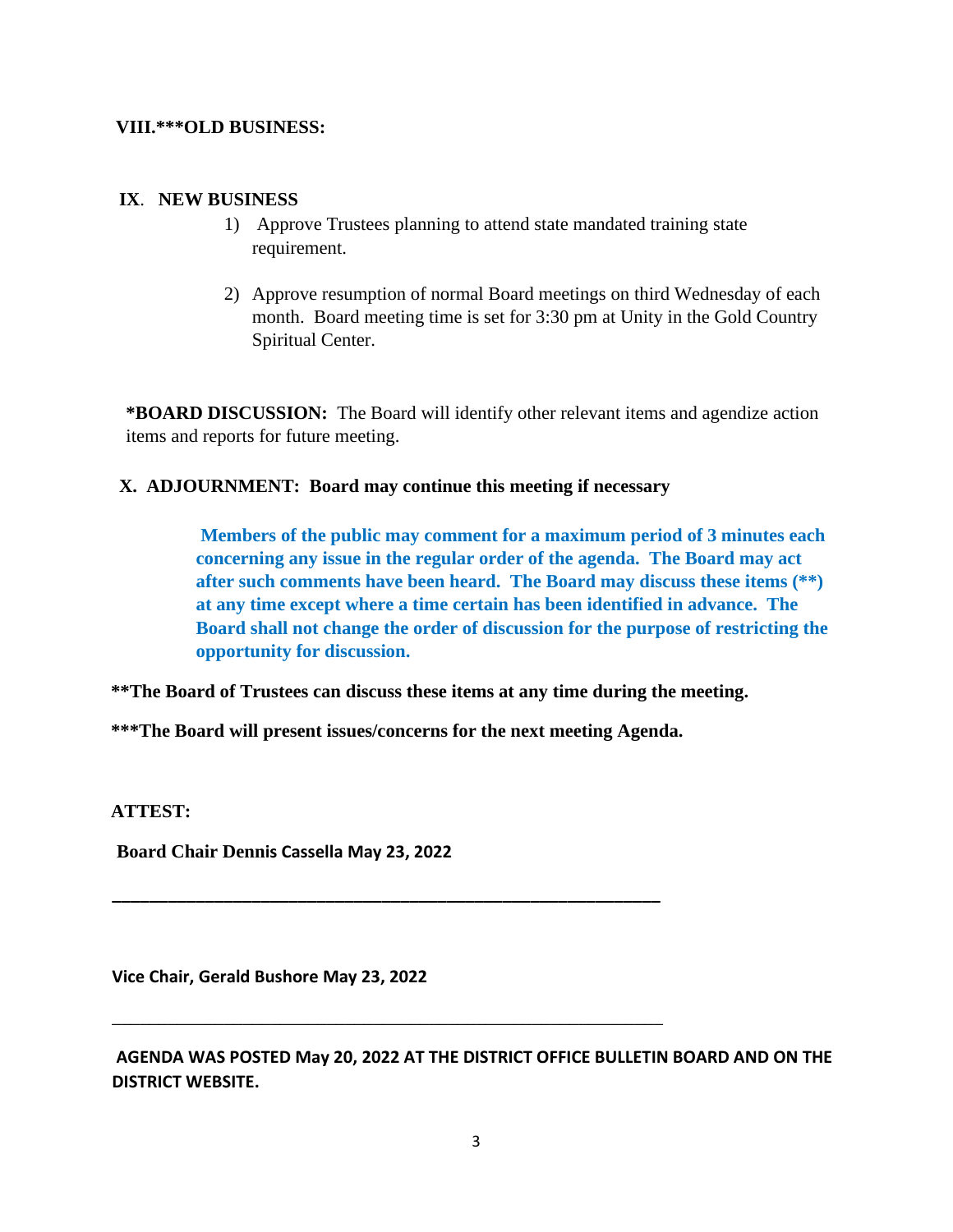**VIII.***OLD BUSINESS:**

**IX. NEW BUSINESS**

1) Approve Trustees planning to attend state mandated training state requirement.

2) Approve resumption of normal Board meetings on third Wednesday of each month. Board meeting time is set for 3:30 pm at Unity in the Gold Country Spiritual Center.

***BOARD DISCUSSION:** The Board will identify other relevant items and agendize action items and reports for future meeting.

**X. ADJOURNMENT: Board may continue this meeting if necessary**

**Members of the public may comment for a maximum period of 3 minutes each concerning any issue in the regular order of the agenda. The Board may act after such comments have been heard. The Board may discuss these items (**) at any time except where a time certain has been identified in advance. The Board shall not change the order of discussion for the purpose of restricting the opportunity for discussion.**

****The Board of Trustees can discuss these items at any time during the meeting.**

*****The Board will present issues/concerns for the next meeting Agenda.**

**ATTEST:**

**Board Chair Dennis Cassella May 23, 2022**

______________________________________________________________

**Vice Chair, Gerald Bushore May 23, 2022**

______________________________________________________________

**AGENDA WAS POSTED May 20, 2022 AT THE DISTRICT OFFICE BULLETIN BOARD AND ON THE DISTRICT WEBSITE.**